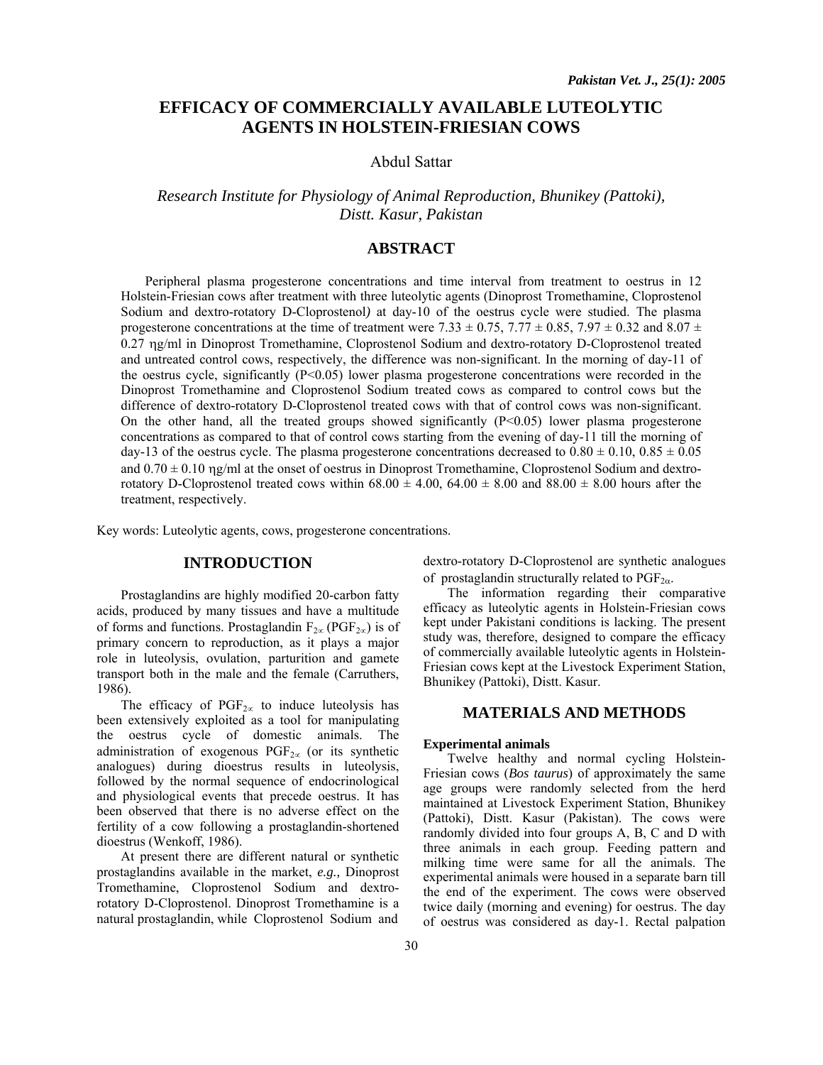# EFFICACY OF COMMERCIALLY AVAILABLE LUTEOLYTIC AGENTS IN HOLSTEIN-FRIESIAN COWS

Abdul Sattar

*Research Institute for Physiology of Animal Reproduction, Bhunikey (Pattoki), Distt. Kasur, Pakistan*

## ABSTRACT

Peripheral plasma progesterone concentrations and time interval from treatment to oestrus in 12 Holstein-Friesian cows after treatment with three luteolytic agents (Dinoprost Tromethamine, Cloprostenol Sodium and dextro-rotatory D-Cloprostenol*)* at day-10 of the oestrus cycle were studied. The plasma progesterone concentrations at the time of treatment were $7.33 \pm 0.75$, $7.77 \pm 0.85$, $7.97 \pm 0.32$ and $8.07 \pm 0.27$ ηg/ml in Dinoprost Tromethamine, Cloprostenol Sodium and dextro-rotatory D-Cloprostenol treated and untreated control cows, respectively, the difference was non-significant. In the morning of day-11 of the oestrus cycle, significantly ($P<0.05$) lower plasma progesterone concentrations were recorded in the Dinoprost Tromethamine and Cloprostenol Sodium treated cows as compared to control cows but the difference of dextro-rotatory D-Cloprostenol treated cows with that of control cows was non-significant. On the other hand, all the treated groups showed significantly ($P<0.05$) lower plasma progesterone concentrations as compared to that of control cows starting from the evening of day-11 till the morning of day-13 of the oestrus cycle. The plasma progesterone concentrations decreased to $0.80 \pm 0.10$, $0.85 \pm 0.05$ and $0.70 \pm 0.10$ ηg/ml at the onset of oestrus in Dinoprost Tromethamine, Cloprostenol Sodium and dextro-rotatory D-Cloprostenol treated cows within $68.00 \pm 4.00$, $64.00 \pm 8.00$ and $88.00 \pm 8.00$ hours after the treatment, respectively.

Key words: Luteolytic agents, cows, progesterone concentrations.

## INTRODUCTION

Prostaglandins are highly modified 20-carbon fatty acids, produced by many tissues and have a multitude of forms and functions. Prostaglandin $F_{2\alpha}$ ($PGF_{2\alpha}$) is of primary concern to reproduction, as it plays a major role in luteolysis, ovulation, parturition and gamete transport both in the male and the female (Carruthers, 1986).

The efficacy of $PGF_{2\alpha}$ to induce luteolysis has been extensively exploited as a tool for manipulating the oestrus cycle of domestic animals. The administration of exogenous $PGF_{2\alpha}$ (or its synthetic analogues) during dioestrus results in luteolysis, followed by the normal sequence of endocrinological and physiological events that precede oestrus. It has been observed that there is no adverse effect on the fertility of a cow following a prostaglandin-shortened dioestrus (Wenkoff, 1986).

At present there are different natural or synthetic prostaglandins available in the market, *e.g.,* Dinoprost Tromethamine, Cloprostenol Sodium and dextro-rotatory D-Cloprostenol. Dinoprost Tromethamine is a natural prostaglandin, while Cloprostenol Sodium and dextro-rotatory D-Cloprostenol are synthetic analogues of prostaglandin structurally related to $PGF_{2\alpha}$.

The information regarding their comparative efficacy as luteolytic agents in Holstein-Friesian cows kept under Pakistani conditions is lacking. The present study was, therefore, designed to compare the efficacy of commercially available luteolytic agents in Holstein-Friesian cows kept at the Livestock Experiment Station, Bhunikey (Pattoki), Distt. Kasur.

## MATERIALS AND METHODS

### Experimental animals

Twelve healthy and normal cycling Holstein-Friesian cows (*Bos taurus*) of approximately the same age groups were randomly selected from the herd maintained at Livestock Experiment Station, Bhunikey (Pattoki), Distt. Kasur (Pakistan). The cows were randomly divided into four groups A, B, C and D with three animals in each group. Feeding pattern and milking time were same for all the animals. The experimental animals were housed in a separate barn till the end of the experiment. The cows were observed twice daily (morning and evening) for oestrus. The day of oestrus was considered as day-1. Rectal palpation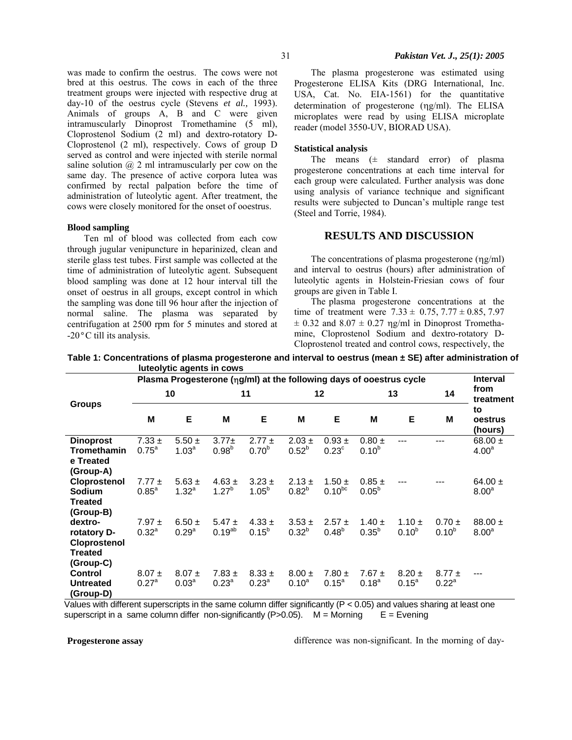was made to confirm the oestrus. The cows were not bred at this oestrus. The cows in each of the three treatment groups were injected with respective drug at day-10 of the oestrus cycle (Stevens *et al.,* 1993). Animals of groups A, B and C were given intramuscularly Dinoprost Tromethamine (5 ml), Cloprostenol Sodium (2 ml) and dextro-rotatory D-Cloprostenol (2 ml), respectively. Cows of group D served as control and were injected with sterile normal saline solution @ 2 ml intramuscularly per cow on the same day. The presence of active corpora lutea was confirmed by rectal palpation before the time of administration of luteolytic agent. After treatment, the cows were closely monitored for the onset of ooestrus.

### Blood sampling

Ten ml of blood was collected from each cow through jugular venipuncture in heparinized, clean and sterile glass test tubes. First sample was collected at the time of administration of luteolytic agent. Subsequent blood sampling was done at 12 hour interval till the onset of oestrus in all groups, except control in which the sampling was done till 96 hour after the injection of normal saline. The plasma was separated by centrifugation at 2500 rpm for 5 minutes and stored at -20°C till its analysis.

### Progesterone assay

The plasma progesterone was estimated using Progesterone ELISA Kits (DRG International, Inc. USA, Cat. No. EIA-1561) for the quantitative determination of progesterone (ηg/ml). The ELISA microplates were read by using ELISA microplate reader (model 3550-UV, BIORAD USA).

### Statistical analysis

The means (± standard error) of plasma progesterone concentrations at each time interval for each group were calculated. Further analysis was done using analysis of variance technique and significant results were subjected to Duncan's multiple range test (Steel and Torrie, 1984).

## RESULTS AND DISCUSSION

The concentrations of plasma progesterone (ηg/ml) and interval to oestrus (hours) after administration of luteolytic agents in Holstein-Friesian cows of four groups are given in Table I.

The plasma progesterone concentrations at the time of treatment were 7.33 ± 0.75, 7.77 ± 0.85, 7.97 ± 0.32 and 8.07 ± 0.27 ηg/ml in Dinoprost Tromethamine, Cloprostenol Sodium and dextro-rotatory D-Cloprostenol treated and control cows, respectively, the difference was non-significant. In the morning of day-

**Table 1: Concentrations of plasma progesterone and interval to oestrus (mean ± SE) after administration of luteolytic agents in cows**

| Groups | Plasma Progesterone (ηg/ml) at the following days of ooestrus cycle | | | | | | | | | Interval from treatment to oestrus (hours) |
|---|---|---|---|---|---|---|---|---|---|---|
| | 10 | | 11 | | 12 | | 13 | | 14 | |
| | M | E | M | E | M | E | M | E | M | |
| **Dinoprost Tromethamine Treated (Group-A)** | 7.33 ± 0.75$^{a}$ | 5.50 ± 1.03$^{a}$ | 3.77± 0.98$^{b}$ | 2.77 ± 0.70$^{b}$ | 2.03 ± 0.52$^{b}$ | 0.93 ± 0.23$^{c}$ | 0.80 ± 0.10$^{b}$ | --- | --- | 68.00 ± 4.00$^{a}$ |
| **Cloprostenol Sodium Treated (Group-B)** | 7.77 ± 0.85$^{a}$ | 5.63 ± 1.32$^{a}$ | 4.63 ± 1.27$^{b}$ | 3.23 ± 1.05$^{b}$ | 2.13 ± 0.82$^{b}$ | 1.50 ± 0.10$^{bc}$ | 0.85 ± 0.05$^{b}$ | --- | --- | 64.00 ± 8.00$^{a}$ |
| **dextro-rotatory D-Cloprostenol Treated (Group-C)** | 7.97 ± 0.32$^{a}$ | 6.50 ± 0.29$^{a}$ | 5.47 ± 0.19$^{ab}$ | 4.33 ± 0.15$^{b}$ | 3.53 ± 0.32$^{b}$ | 2.57 ± 0.48$^{b}$ | 1.40 ± 0.35$^{b}$ | 1.10 ± 0.10$^{b}$ | 0.70 ± 0.10$^{b}$ | 88.00 ± 8.00$^{a}$ |
| **Control Untreated (Group-D)** | 8.07 ± 0.27$^{a}$ | 8.07 ± 0.03$^{a}$ | 7.83 ± 0.23$^{a}$ | 8.33 ± 0.23$^{a}$ | 8.00 ± 0.10$^{a}$ | 7.80 ± 0.15$^{a}$ | 7.67 ± 0.18$^{a}$ | 8.20 ± 0.15$^{a}$ | 8.77 ± 0.22$^{a}$ | --- |

Values with different superscripts in the same column differ significantly ($P < 0.05$) and values sharing at least one superscript in a same column differ non-significantly ($P>0.05$). M = Morning E = Evening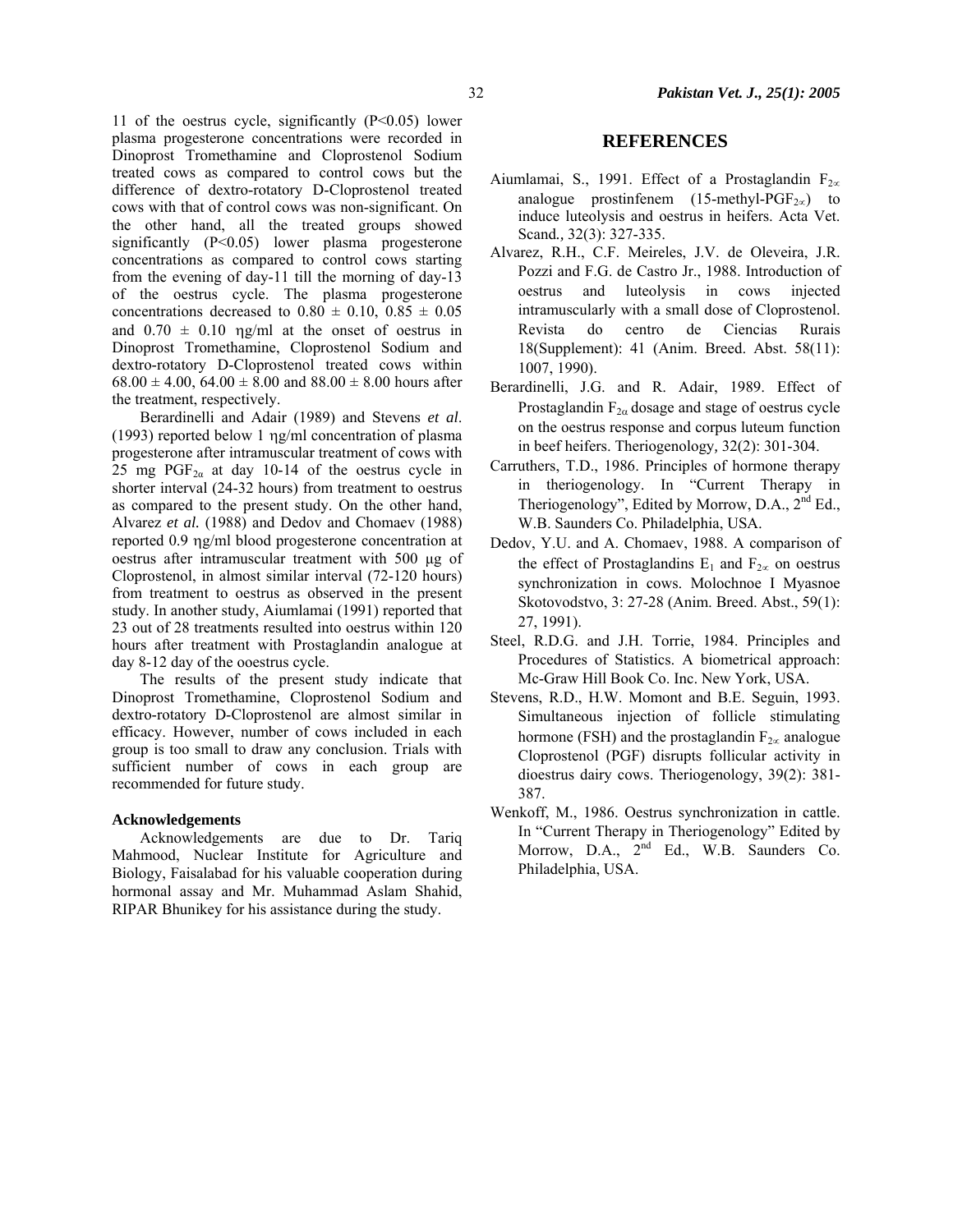11 of the oestrus cycle, significantly ($P<0.05$) lower plasma progesterone concentrations were recorded in Dinoprost Tromethamine and Cloprostenol Sodium treated cows as compared to control cows but the difference of dextro-rotatory D-Cloprostenol treated cows with that of control cows was non-significant. On the other hand, all the treated groups showed significantly ($P<0.05$) lower plasma progesterone concentrations as compared to control cows starting from the evening of day-11 till the morning of day-13 of the oestrus cycle. The plasma progesterone concentrations decreased to $0.80 \pm 0.10$, $0.85 \pm 0.05$ and $0.70 \pm 0.10$ ηg/ml at the onset of oestrus in Dinoprost Tromethamine, Cloprostenol Sodium and dextro-rotatory D-Cloprostenol treated cows within $68.00 \pm 4.00$, $64.00 \pm 8.00$ and $88.00 \pm 8.00$ hours after the treatment, respectively.

Berardinelli and Adair (1989) and Stevens *et al*. (1993) reported below 1 ηg/ml concentration of plasma progesterone after intramuscular treatment of cows with 25 mg $PGF_{2\alpha}$ at day 10-14 of the oestrus cycle in shorter interval (24-32 hours) from treatment to oestrus as compared to the present study. On the other hand, Alvarez *et al.* (1988) and Dedov and Chomaev (1988) reported 0.9 ηg/ml blood progesterone concentration at oestrus after intramuscular treatment with 500 μg of Cloprostenol, in almost similar interval (72-120 hours) from treatment to oestrus as observed in the present study. In another study, Aiumlamai (1991) reported that 23 out of 28 treatments resulted into oestrus within 120 hours after treatment with Prostaglandin analogue at day 8-12 day of the ooestrus cycle.

The results of the present study indicate that Dinoprost Tromethamine, Cloprostenol Sodium and dextro-rotatory D-Cloprostenol are almost similar in efficacy. However, number of cows included in each group is too small to draw any conclusion. Trials with sufficient number of cows in each group are recommended for future study.

### Acknowledgements

Acknowledgements are due to Dr. Tariq Mahmood, Nuclear Institute for Agriculture and Biology, Faisalabad for his valuable cooperation during hormonal assay and Mr. Muhammad Aslam Shahid, RIPAR Bhunikey for his assistance during the study.

## REFERENCES

Aiumlamai, S., 1991. Effect of a Prostaglandin $F_{2\alpha}$ analogue prostinfenem (15-methyl-$PGF_{2\alpha}$) to induce luteolysis and oestrus in heifers. Acta Vet. Scand., 32(3): 327-335.

Alvarez, R.H., C.F. Meireles, J.V. de Oleveira, J.R. Pozzi and F.G. de Castro Jr., 1988. Introduction of oestrus and luteolysis in cows injected intramuscularly with a small dose of Cloprostenol. Revista do centro de Ciencias Rurais 18(Supplement): 41 (Anim. Breed. Abst. 58(11): 1007, 1990).

Berardinelli, J.G. and R. Adair, 1989. Effect of Prostaglandin $F_{2\alpha}$ dosage and stage of oestrus cycle on the oestrus response and corpus luteum function in beef heifers. Theriogenology, 32(2): 301-304.

Carruthers, T.D., 1986. Principles of hormone therapy in theriogenology. In "Current Therapy in Theriogenology", Edited by Morrow, D.A., 2nd Ed., W.B. Saunders Co. Philadelphia, USA.

Dedov, Y.U. and A. Chomaev, 1988. A comparison of the effect of Prostaglandins $E_1$ and $F_{2\alpha}$ on oestrus synchronization in cows. Molochnoe I Myasnoe Skotovodstvo, 3: 27-28 (Anim. Breed. Abst., 59(1): 27, 1991).

Steel, R.D.G. and J.H. Torrie, 1984. Principles and Procedures of Statistics. A biometrical approach: Mc-Graw Hill Book Co. Inc. New York, USA.

Stevens, R.D., H.W. Momont and B.E. Seguin, 1993. Simultaneous injection of follicle stimulating hormone (FSH) and the prostaglandin $F_{2\alpha}$ analogue Cloprostenol (PGF) disrupts follicular activity in dioestrus dairy cows. Theriogenology, 39(2): 381-387.

Wenkoff, M., 1986. Oestrus synchronization in cattle. In "Current Therapy in Theriogenology" Edited by Morrow, D.A., 2nd Ed., W.B. Saunders Co. Philadelphia, USA.